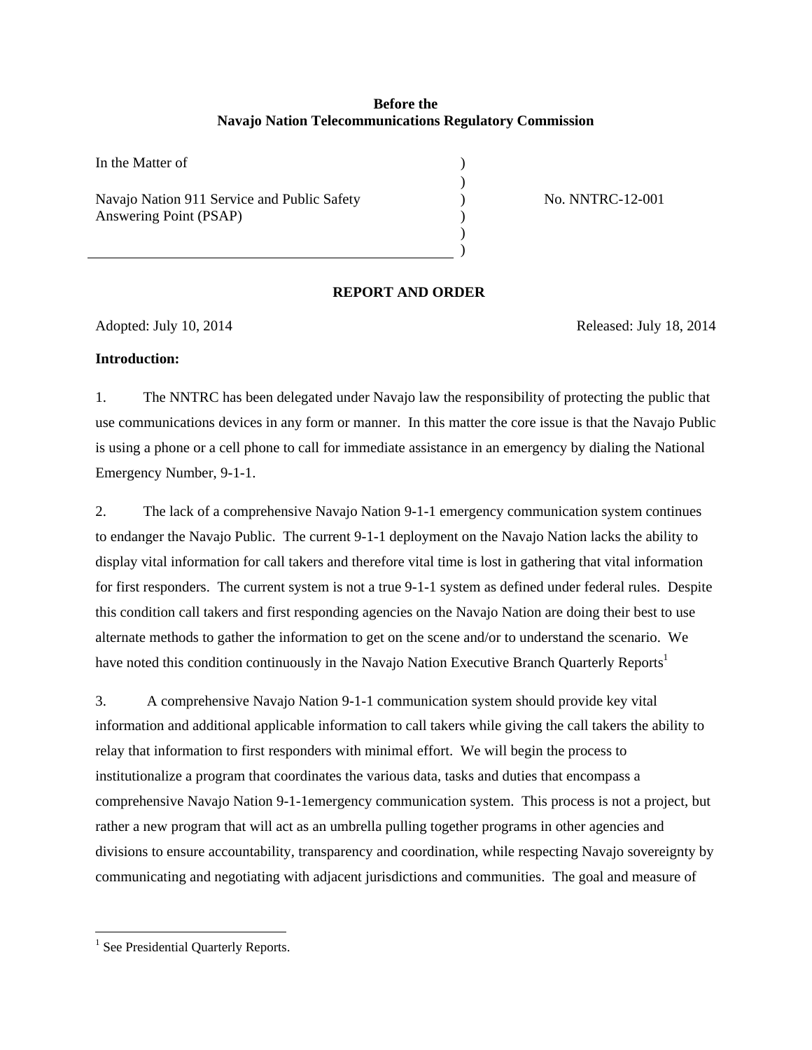**Before the**
**Navajo Nation Telecommunications Regulatory Commission**

In the Matter of

Navajo Nation 911 Service and Public Safety Answering Point (PSAP)

No. NNTRC-12-001

## REPORT AND ORDER

Adopted: July 10, 2014 Released: July 18, 2014

**Introduction:**

1. The NNTRC has been delegated under Navajo law the responsibility of protecting the public that use communications devices in any form or manner. In this matter the core issue is that the Navajo Public is using a phone or a cell phone to call for immediate assistance in an emergency by dialing the National Emergency Number, 9-1-1.

2. The lack of a comprehensive Navajo Nation 9-1-1 emergency communication system continues to endanger the Navajo Public. The current 9-1-1 deployment on the Navajo Nation lacks the ability to display vital information for call takers and therefore vital time is lost in gathering that vital information for first responders. The current system is not a true 9-1-1 system as defined under federal rules. Despite this condition call takers and first responding agencies on the Navajo Nation are doing their best to use alternate methods to gather the information to get on the scene and/or to understand the scenario. We have noted this condition continuously in the Navajo Nation Executive Branch Quarterly Reports[1]

3. A comprehensive Navajo Nation 9-1-1 communication system should provide key vital information and additional applicable information to call takers while giving the call takers the ability to relay that information to first responders with minimal effort. We will begin the process to institutionalize a program that coordinates the various data, tasks and duties that encompass a comprehensive Navajo Nation 9-1-1emergency communication system. This process is not a project, but rather a new program that will act as an umbrella pulling together programs in other agencies and divisions to ensure accountability, transparency and coordination, while respecting Navajo sovereignty by communicating and negotiating with adjacent jurisdictions and communities. The goal and measure of

[1] See Presidential Quarterly Reports.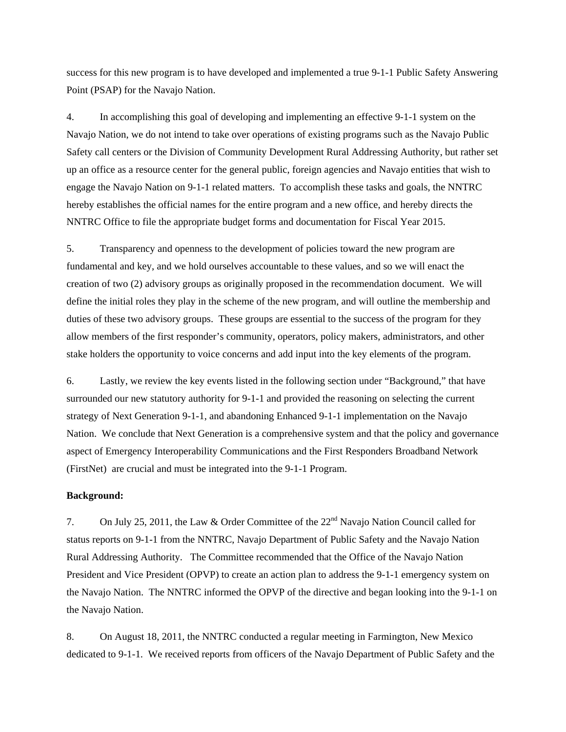success for this new program is to have developed and implemented a true 9-1-1 Public Safety Answering Point (PSAP) for the Navajo Nation.

4. In accomplishing this goal of developing and implementing an effective 9-1-1 system on the Navajo Nation, we do not intend to take over operations of existing programs such as the Navajo Public Safety call centers or the Division of Community Development Rural Addressing Authority, but rather set up an office as a resource center for the general public, foreign agencies and Navajo entities that wish to engage the Navajo Nation on 9-1-1 related matters. To accomplish these tasks and goals, the NNTRC hereby establishes the official names for the entire program and a new office, and hereby directs the NNTRC Office to file the appropriate budget forms and documentation for Fiscal Year 2015.

5. Transparency and openness to the development of policies toward the new program are fundamental and key, and we hold ourselves accountable to these values, and so we will enact the creation of two (2) advisory groups as originally proposed in the recommendation document. We will define the initial roles they play in the scheme of the new program, and will outline the membership and duties of these two advisory groups. These groups are essential to the success of the program for they allow members of the first responder's community, operators, policy makers, administrators, and other stake holders the opportunity to voice concerns and add input into the key elements of the program.

6. Lastly, we review the key events listed in the following section under "Background," that have surrounded our new statutory authority for 9-1-1 and provided the reasoning on selecting the current strategy of Next Generation 9-1-1, and abandoning Enhanced 9-1-1 implementation on the Navajo Nation. We conclude that Next Generation is a comprehensive system and that the policy and governance aspect of Emergency Interoperability Communications and the First Responders Broadband Network (FirstNet) are crucial and must be integrated into the 9-1-1 Program.

**Background:**

7. On July 25, 2011, the Law & Order Committee of the 22nd Navajo Nation Council called for status reports on 9-1-1 from the NNTRC, Navajo Department of Public Safety and the Navajo Nation Rural Addressing Authority. The Committee recommended that the Office of the Navajo Nation President and Vice President (OPVP) to create an action plan to address the 9-1-1 emergency system on the Navajo Nation. The NNTRC informed the OPVP of the directive and began looking into the 9-1-1 on the Navajo Nation.

8. On August 18, 2011, the NNTRC conducted a regular meeting in Farmington, New Mexico dedicated to 9-1-1. We received reports from officers of the Navajo Department of Public Safety and the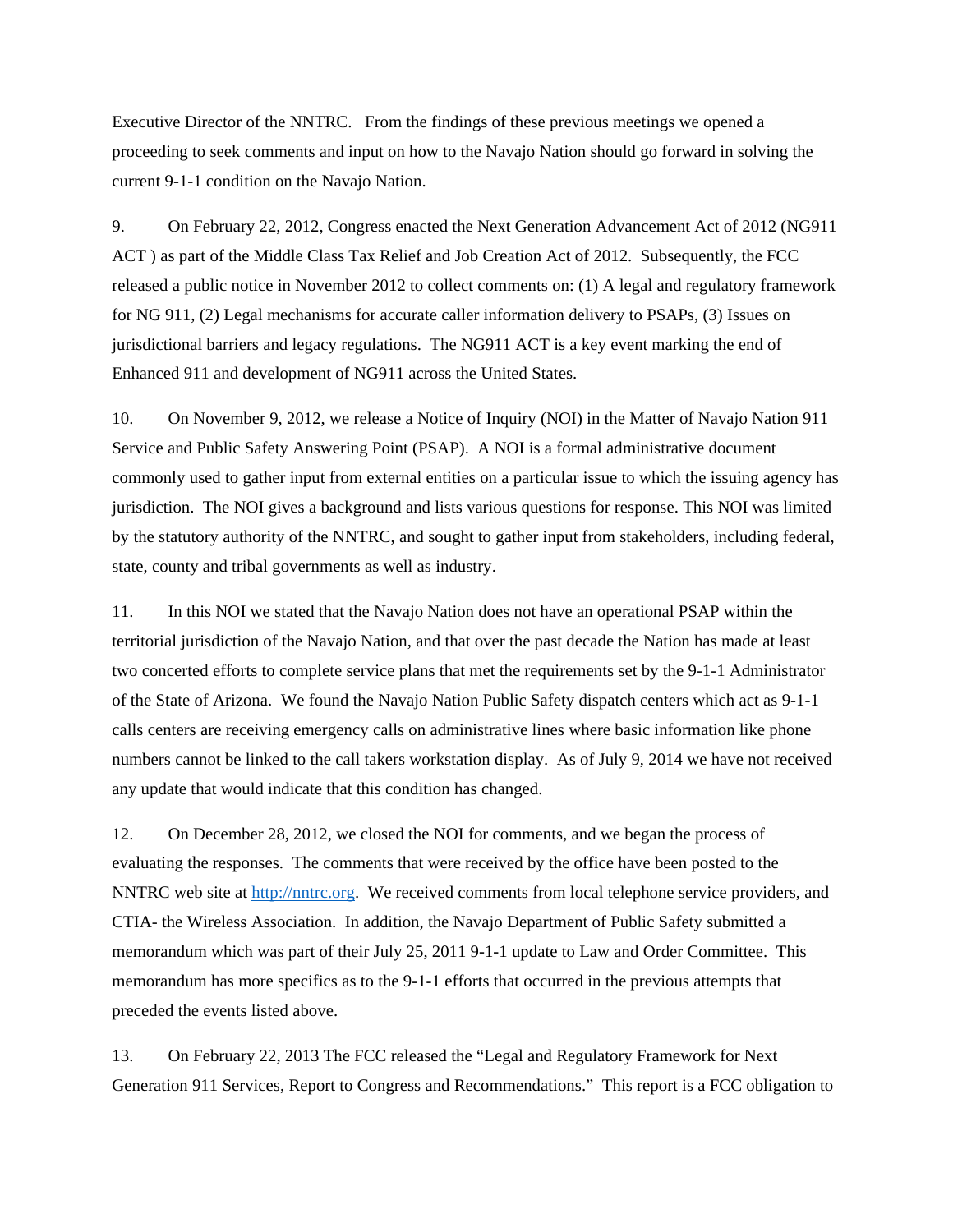Executive Director of the NNTRC. From the findings of these previous meetings we opened a proceeding to seek comments and input on how to the Navajo Nation should go forward in solving the current 9-1-1 condition on the Navajo Nation.

9. On February 22, 2012, Congress enacted the Next Generation Advancement Act of 2012 (NG911 ACT ) as part of the Middle Class Tax Relief and Job Creation Act of 2012. Subsequently, the FCC released a public notice in November 2012 to collect comments on: (1) A legal and regulatory framework for NG 911, (2) Legal mechanisms for accurate caller information delivery to PSAPs, (3) Issues on jurisdictional barriers and legacy regulations. The NG911 ACT is a key event marking the end of Enhanced 911 and development of NG911 across the United States.

10. On November 9, 2012, we release a Notice of Inquiry (NOI) in the Matter of Navajo Nation 911 Service and Public Safety Answering Point (PSAP). A NOI is a formal administrative document commonly used to gather input from external entities on a particular issue to which the issuing agency has jurisdiction. The NOI gives a background and lists various questions for response. This NOI was limited by the statutory authority of the NNTRC, and sought to gather input from stakeholders, including federal, state, county and tribal governments as well as industry.

11. In this NOI we stated that the Navajo Nation does not have an operational PSAP within the territorial jurisdiction of the Navajo Nation, and that over the past decade the Nation has made at least two concerted efforts to complete service plans that met the requirements set by the 9-1-1 Administrator of the State of Arizona. We found the Navajo Nation Public Safety dispatch centers which act as 9-1-1 calls centers are receiving emergency calls on administrative lines where basic information like phone numbers cannot be linked to the call takers workstation display. As of July 9, 2014 we have not received any update that would indicate that this condition has changed.

12. On December 28, 2012, we closed the NOI for comments, and we began the process of evaluating the responses. The comments that were received by the office have been posted to the NNTRC web site at [http://nntrc.org](http://nntrc.org). We received comments from local telephone service providers, and CTIA- the Wireless Association. In addition, the Navajo Department of Public Safety submitted a memorandum which was part of their July 25, 2011 9-1-1 update to Law and Order Committee. This memorandum has more specifics as to the 9-1-1 efforts that occurred in the previous attempts that preceded the events listed above.

13. On February 22, 2013 The FCC released the "Legal and Regulatory Framework for Next Generation 911 Services, Report to Congress and Recommendations." This report is a FCC obligation to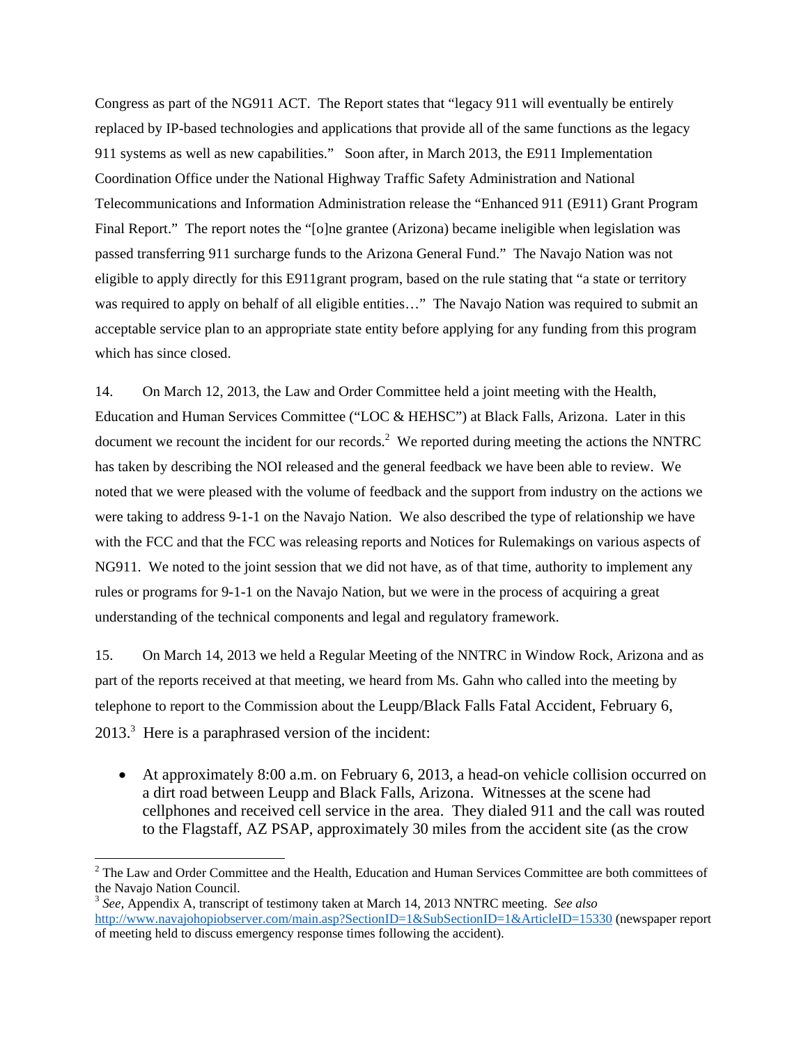Congress as part of the NG911 ACT. The Report states that "legacy 911 will eventually be entirely replaced by IP-based technologies and applications that provide all of the same functions as the legacy 911 systems as well as new capabilities." Soon after, in March 2013, the E911 Implementation Coordination Office under the National Highway Traffic Safety Administration and National Telecommunications and Information Administration release the "Enhanced 911 (E911) Grant Program Final Report." The report notes the "[o]ne grantee (Arizona) became ineligible when legislation was passed transferring 911 surcharge funds to the Arizona General Fund." The Navajo Nation was not eligible to apply directly for this E911grant program, based on the rule stating that "a state or territory was required to apply on behalf of all eligible entities…" The Navajo Nation was required to submit an acceptable service plan to an appropriate state entity before applying for any funding from this program which has since closed.

14. On March 12, 2013, the Law and Order Committee held a joint meeting with the Health, Education and Human Services Committee ("LOC & HEHSC") at Black Falls, Arizona. Later in this document we recount the incident for our records.[2] We reported during meeting the actions the NNTRC has taken by describing the NOI released and the general feedback we have been able to review. We noted that we were pleased with the volume of feedback and the support from industry on the actions we were taking to address 9-1-1 on the Navajo Nation. We also described the type of relationship we have with the FCC and that the FCC was releasing reports and Notices for Rulemakings on various aspects of NG911. We noted to the joint session that we did not have, as of that time, authority to implement any rules or programs for 9-1-1 on the Navajo Nation, but we were in the process of acquiring a great understanding of the technical components and legal and regulatory framework.

15. On March 14, 2013 we held a Regular Meeting of the NNTRC in Window Rock, Arizona and as part of the reports received at that meeting, we heard from Ms. Gahn who called into the meeting by telephone to report to the Commission about the Leupp/Black Falls Fatal Accident, February 6, 2013.[3] Here is a paraphrased version of the incident:

- At approximately 8:00 a.m. on February 6, 2013, a head-on vehicle collision occurred on a dirt road between Leupp and Black Falls, Arizona. Witnesses at the scene had cellphones and received cell service in the area. They dialed 911 and the call was routed to the Flagstaff, AZ PSAP, approximately 30 miles from the accident site (as the crow

---

[2] The Law and Order Committee and the Health, Education and Human Services Committee are both committees of the Navajo Nation Council.

[3] *See,* Appendix A, transcript of testimony taken at March 14, 2013 NNTRC meeting. *See also* http://www.navajohopiobserver.com/main.asp?SectionID=1&SubSectionID=1&ArticleID=15330 (newspaper report of meeting held to discuss emergency response times following the accident).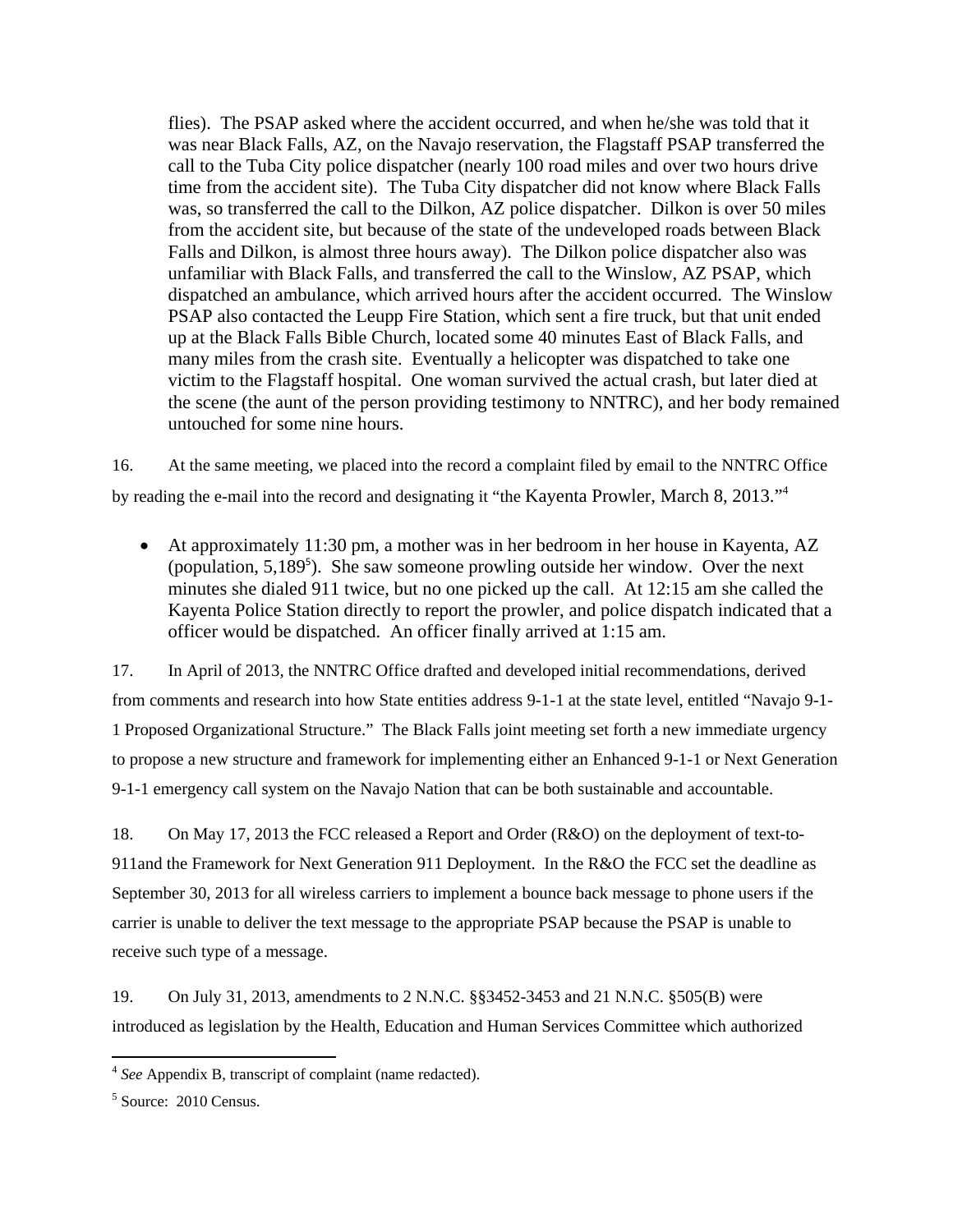flies). The PSAP asked where the accident occurred, and when he/she was told that it was near Black Falls, AZ, on the Navajo reservation, the Flagstaff PSAP transferred the call to the Tuba City police dispatcher (nearly 100 road miles and over two hours drive time from the accident site). The Tuba City dispatcher did not know where Black Falls was, so transferred the call to the Dilkon, AZ police dispatcher. Dilkon is over 50 miles from the accident site, but because of the state of the undeveloped roads between Black Falls and Dilkon, is almost three hours away). The Dilkon police dispatcher also was unfamiliar with Black Falls, and transferred the call to the Winslow, AZ PSAP, which dispatched an ambulance, which arrived hours after the accident occurred. The Winslow PSAP also contacted the Leupp Fire Station, which sent a fire truck, but that unit ended up at the Black Falls Bible Church, located some 40 minutes East of Black Falls, and many miles from the crash site. Eventually a helicopter was dispatched to take one victim to the Flagstaff hospital. One woman survived the actual crash, but later died at the scene (the aunt of the person providing testimony to NNTRC), and her body remained untouched for some nine hours.

16. At the same meeting, we placed into the record a complaint filed by email to the NNTRC Office by reading the e-mail into the record and designating it "the Kayenta Prowler, March 8, 2013."[4]

- At approximately 11:30 pm, a mother was in her bedroom in her house in Kayenta, AZ (population, 5,189[5]). She saw someone prowling outside her window. Over the next minutes she dialed 911 twice, but no one picked up the call. At 12:15 am she called the Kayenta Police Station directly to report the prowler, and police dispatch indicated that a officer would be dispatched. An officer finally arrived at 1:15 am.

17. In April of 2013, the NNTRC Office drafted and developed initial recommendations, derived from comments and research into how State entities address 9-1-1 at the state level, entitled "Navajo 9-1-1 Proposed Organizational Structure." The Black Falls joint meeting set forth a new immediate urgency to propose a new structure and framework for implementing either an Enhanced 9-1-1 or Next Generation 9-1-1 emergency call system on the Navajo Nation that can be both sustainable and accountable.

18. On May 17, 2013 the FCC released a Report and Order (R&O) on the deployment of text-to-911and the Framework for Next Generation 911 Deployment. In the R&O the FCC set the deadline as September 30, 2013 for all wireless carriers to implement a bounce back message to phone users if the carrier is unable to deliver the text message to the appropriate PSAP because the PSAP is unable to receive such type of a message.

19. On July 31, 2013, amendments to 2 N.N.C. §§3452-3453 and 21 N.N.C. §505(B) were introduced as legislation by the Health, Education and Human Services Committee which authorized

---

[4] *See* Appendix B, transcript of complaint (name redacted).

[5] Source: 2010 Census.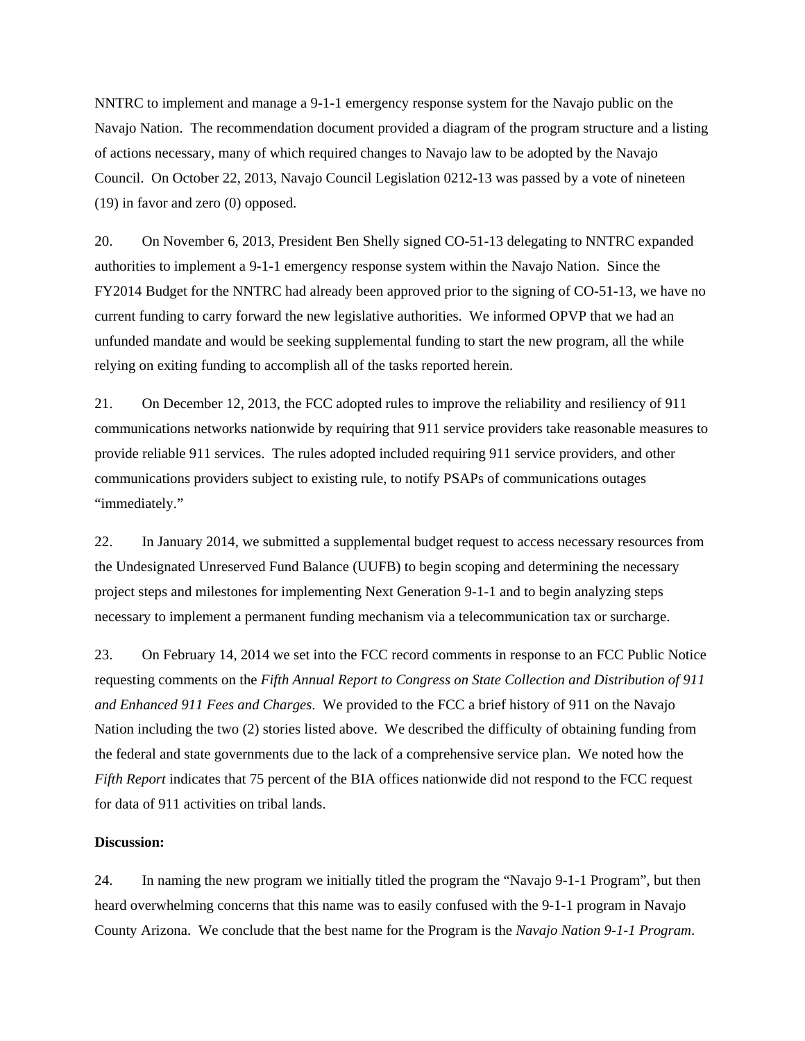NNTRC to implement and manage a 9-1-1 emergency response system for the Navajo public on the Navajo Nation. The recommendation document provided a diagram of the program structure and a listing of actions necessary, many of which required changes to Navajo law to be adopted by the Navajo Council. On October 22, 2013, Navajo Council Legislation 0212-13 was passed by a vote of nineteen (19) in favor and zero (0) opposed.

20. On November 6, 2013, President Ben Shelly signed CO-51-13 delegating to NNTRC expanded authorities to implement a 9-1-1 emergency response system within the Navajo Nation. Since the FY2014 Budget for the NNTRC had already been approved prior to the signing of CO-51-13, we have no current funding to carry forward the new legislative authorities. We informed OPVP that we had an unfunded mandate and would be seeking supplemental funding to start the new program, all the while relying on exiting funding to accomplish all of the tasks reported herein.

21. On December 12, 2013, the FCC adopted rules to improve the reliability and resiliency of 911 communications networks nationwide by requiring that 911 service providers take reasonable measures to provide reliable 911 services. The rules adopted included requiring 911 service providers, and other communications providers subject to existing rule, to notify PSAPs of communications outages "immediately."

22. In January 2014, we submitted a supplemental budget request to access necessary resources from the Undesignated Unreserved Fund Balance (UUFB) to begin scoping and determining the necessary project steps and milestones for implementing Next Generation 9-1-1 and to begin analyzing steps necessary to implement a permanent funding mechanism via a telecommunication tax or surcharge.

23. On February 14, 2014 we set into the FCC record comments in response to an FCC Public Notice requesting comments on the *Fifth Annual Report to Congress on State Collection and Distribution of 911 and Enhanced 911 Fees and Charges*. We provided to the FCC a brief history of 911 on the Navajo Nation including the two (2) stories listed above. We described the difficulty of obtaining funding from the federal and state governments due to the lack of a comprehensive service plan. We noted how the *Fifth Report* indicates that 75 percent of the BIA offices nationwide did not respond to the FCC request for data of 911 activities on tribal lands.

**Discussion:**

24. In naming the new program we initially titled the program the "Navajo 9-1-1 Program", but then heard overwhelming concerns that this name was to easily confused with the 9-1-1 program in Navajo County Arizona. We conclude that the best name for the Program is the *Navajo Nation 9-1-1 Program*.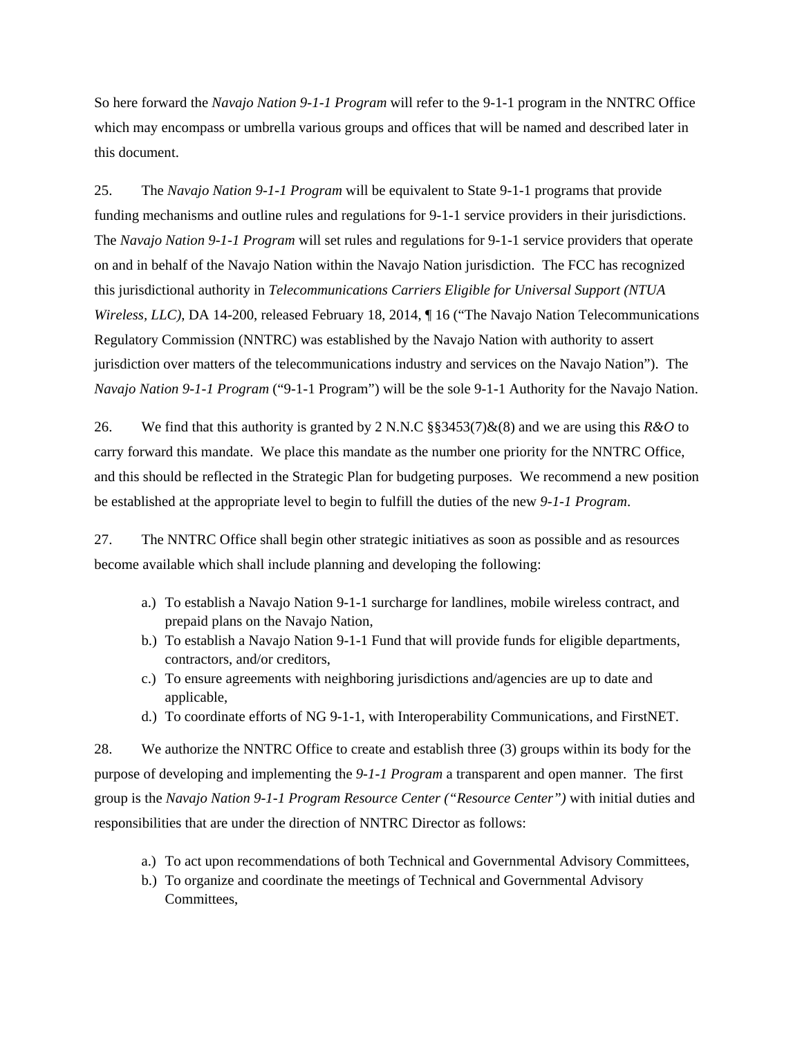So here forward the *Navajo Nation 9-1-1 Program* will refer to the 9-1-1 program in the NNTRC Office which may encompass or umbrella various groups and offices that will be named and described later in this document.

25. The *Navajo Nation 9-1-1 Program* will be equivalent to State 9-1-1 programs that provide funding mechanisms and outline rules and regulations for 9-1-1 service providers in their jurisdictions. The *Navajo Nation 9-1-1 Program* will set rules and regulations for 9-1-1 service providers that operate on and in behalf of the Navajo Nation within the Navajo Nation jurisdiction. The FCC has recognized this jurisdictional authority in *Telecommunications Carriers Eligible for Universal Support (NTUA Wireless, LLC)*, DA 14-200, released February 18, 2014, ¶ 16 ("The Navajo Nation Telecommunications Regulatory Commission (NNTRC) was established by the Navajo Nation with authority to assert jurisdiction over matters of the telecommunications industry and services on the Navajo Nation"). The *Navajo Nation 9-1-1 Program* ("9-1-1 Program") will be the sole 9-1-1 Authority for the Navajo Nation.

26. We find that this authority is granted by 2 N.N.C §§3453(7)&(8) and we are using this *R&O* to carry forward this mandate. We place this mandate as the number one priority for the NNTRC Office, and this should be reflected in the Strategic Plan for budgeting purposes. We recommend a new position be established at the appropriate level to begin to fulfill the duties of the new *9-1-1 Program*.

27. The NNTRC Office shall begin other strategic initiatives as soon as possible and as resources become available which shall include planning and developing the following:

a.) To establish a Navajo Nation 9-1-1 surcharge for landlines, mobile wireless contract, and prepaid plans on the Navajo Nation,
b.) To establish a Navajo Nation 9-1-1 Fund that will provide funds for eligible departments, contractors, and/or creditors,
c.) To ensure agreements with neighboring jurisdictions and/agencies are up to date and applicable,
d.) To coordinate efforts of NG 9-1-1, with Interoperability Communications, and FirstNET.

28. We authorize the NNTRC Office to create and establish three (3) groups within its body for the purpose of developing and implementing the *9-1-1 Program* a transparent and open manner. The first group is the *Navajo Nation 9-1-1 Program Resource Center ("Resource Center")* with initial duties and responsibilities that are under the direction of NNTRC Director as follows:

a.) To act upon recommendations of both Technical and Governmental Advisory Committees,
b.) To organize and coordinate the meetings of Technical and Governmental Advisory Committees,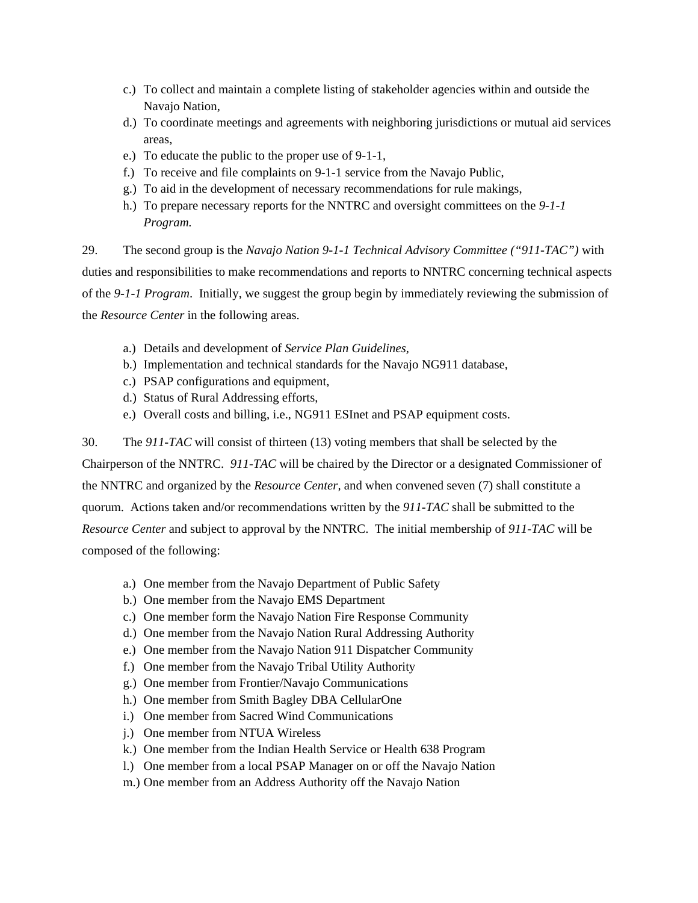c.) To collect and maintain a complete listing of stakeholder agencies within and outside the Navajo Nation,

d.) To coordinate meetings and agreements with neighboring jurisdictions or mutual aid services areas,

e.) To educate the public to the proper use of 9-1-1,

f.) To receive and file complaints on 9-1-1 service from the Navajo Public,

g.) To aid in the development of necessary recommendations for rule makings,

h.) To prepare necessary reports for the NNTRC and oversight committees on the *9-1-1 Program.*

29. The second group is the *Navajo Nation 9-1-1 Technical Advisory Committee ("911-TAC")* with duties and responsibilities to make recommendations and reports to NNTRC concerning technical aspects of the *9-1-1 Program*. Initially, we suggest the group begin by immediately reviewing the submission of the *Resource Center* in the following areas.

a.) Details and development of *Service Plan Guidelines,*

b.) Implementation and technical standards for the Navajo NG911 database,

c.) PSAP configurations and equipment,

d.) Status of Rural Addressing efforts,

e.) Overall costs and billing, i.e., NG911 ESInet and PSAP equipment costs.

30. The *911-TAC* will consist of thirteen (13) voting members that shall be selected by the Chairperson of the NNTRC. *911-TAC* will be chaired by the Director or a designated Commissioner of the NNTRC and organized by the *Resource Center,* and when convened seven (7) shall constitute a quorum. Actions taken and/or recommendations written by the *911-TAC* shall be submitted to the *Resource Center* and subject to approval by the NNTRC. The initial membership of *911-TAC* will be composed of the following:

a.) One member from the Navajo Department of Public Safety

b.) One member from the Navajo EMS Department

c.) One member form the Navajo Nation Fire Response Community

d.) One member from the Navajo Nation Rural Addressing Authority

e.) One member from the Navajo Nation 911 Dispatcher Community

f.) One member from the Navajo Tribal Utility Authority

g.) One member from Frontier/Navajo Communications

h.) One member from Smith Bagley DBA CellularOne

i.) One member from Sacred Wind Communications

j.) One member from NTUA Wireless

k.) One member from the Indian Health Service or Health 638 Program

l.) One member from a local PSAP Manager on or off the Navajo Nation

m.) One member from an Address Authority off the Navajo Nation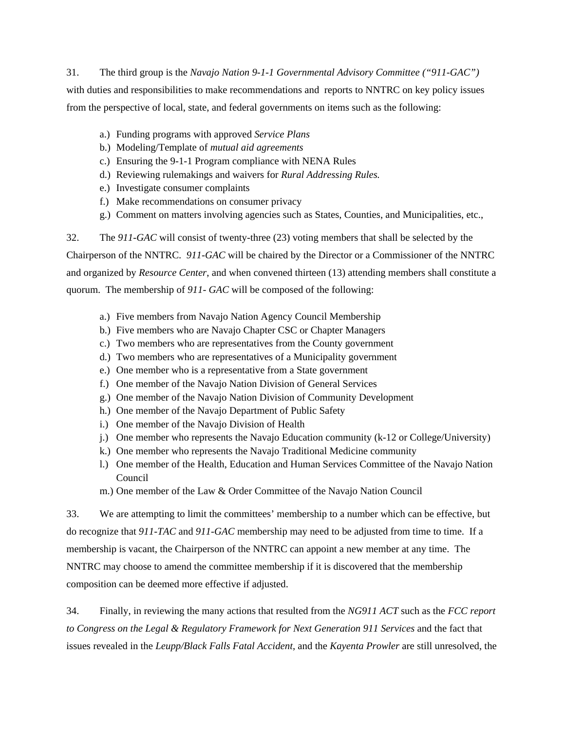31. The third group is the *Navajo Nation 9-1-1 Governmental Advisory Committee ("911-GAC")* with duties and responsibilities to make recommendations and reports to NNTRC on key policy issues from the perspective of local, state, and federal governments on items such as the following:

a.) Funding programs with approved *Service Plans*
b.) Modeling/Template of *mutual aid agreements*
c.) Ensuring the 9-1-1 Program compliance with NENA Rules
d.) Reviewing rulemakings and waivers for *Rural Addressing Rules.*
e.) Investigate consumer complaints
f.) Make recommendations on consumer privacy
g.) Comment on matters involving agencies such as States, Counties, and Municipalities, etc.,

32. The *911-GAC* will consist of twenty-three (23) voting members that shall be selected by the Chairperson of the NNTRC. *911-GAC* will be chaired by the Director or a Commissioner of the NNTRC and organized by *Resource Center*, and when convened thirteen (13) attending members shall constitute a quorum. The membership of *911- GAC* will be composed of the following:

a.) Five members from Navajo Nation Agency Council Membership
b.) Five members who are Navajo Chapter CSC or Chapter Managers
c.) Two members who are representatives from the County government
d.) Two members who are representatives of a Municipality government
e.) One member who is a representative from a State government
f.) One member of the Navajo Nation Division of General Services
g.) One member of the Navajo Nation Division of Community Development
h.) One member of the Navajo Department of Public Safety
i.) One member of the Navajo Division of Health
j.) One member who represents the Navajo Education community (k-12 or College/University)
k.) One member who represents the Navajo Traditional Medicine community
l.) One member of the Health, Education and Human Services Committee of the Navajo Nation Council
m.) One member of the Law & Order Committee of the Navajo Nation Council

33. We are attempting to limit the committees' membership to a number which can be effective, but do recognize that *911-TAC* and *911-GAC* membership may need to be adjusted from time to time. If a membership is vacant, the Chairperson of the NNTRC can appoint a new member at any time. The NNTRC may choose to amend the committee membership if it is discovered that the membership composition can be deemed more effective if adjusted.

34. Finally, in reviewing the many actions that resulted from the *NG911 ACT* such as the *FCC report to Congress on the Legal & Regulatory Framework for Next Generation 911 Services* and the fact that issues revealed in the *Leupp/Black Falls Fatal Accident*, and the *Kayenta Prowler* are still unresolved, the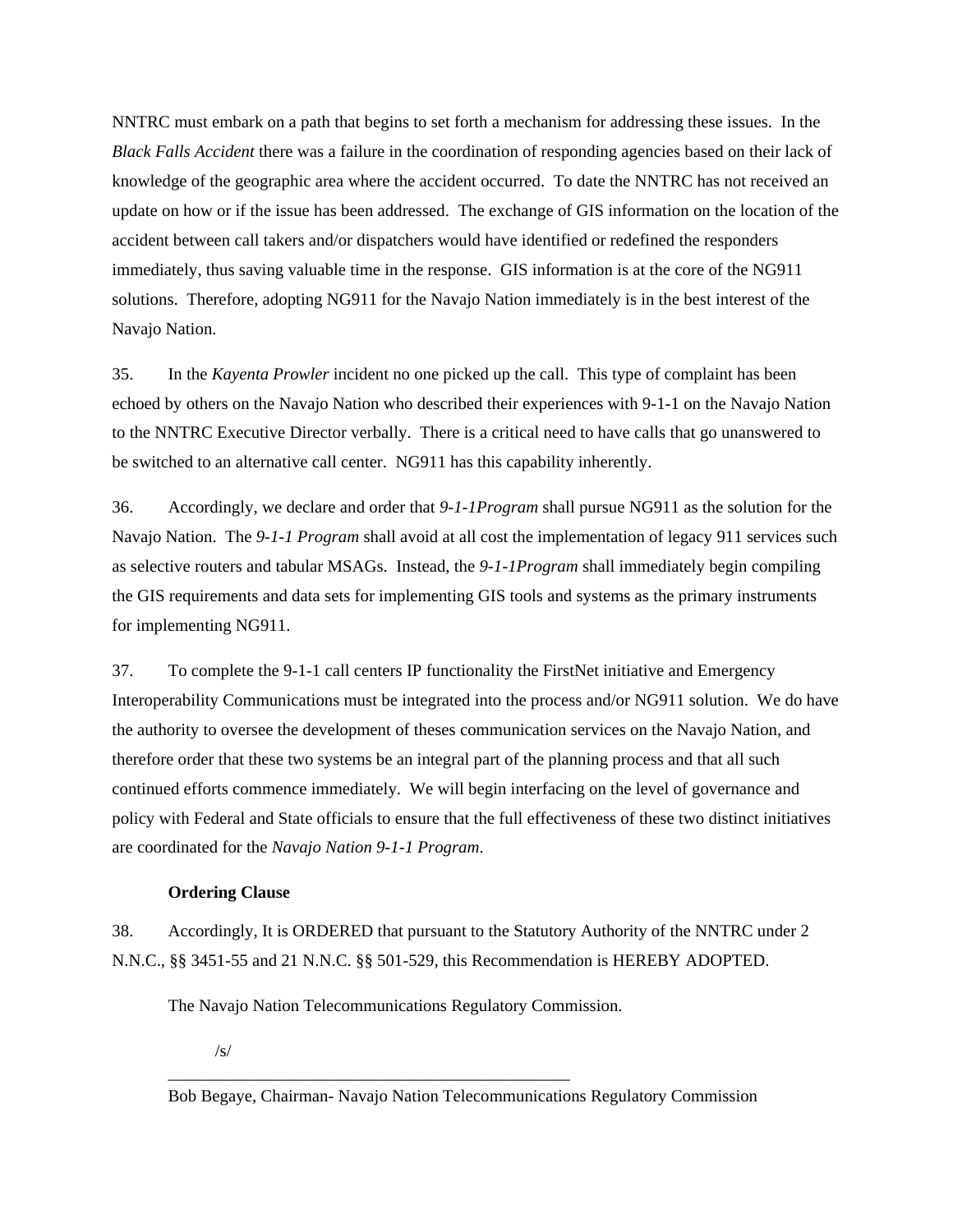NNTRC must embark on a path that begins to set forth a mechanism for addressing these issues. In the *Black Falls Accident* there was a failure in the coordination of responding agencies based on their lack of knowledge of the geographic area where the accident occurred. To date the NNTRC has not received an update on how or if the issue has been addressed. The exchange of GIS information on the location of the accident between call takers and/or dispatchers would have identified or redefined the responders immediately, thus saving valuable time in the response. GIS information is at the core of the NG911 solutions. Therefore, adopting NG911 for the Navajo Nation immediately is in the best interest of the Navajo Nation.

35. In the *Kayenta Prowler* incident no one picked up the call. This type of complaint has been echoed by others on the Navajo Nation who described their experiences with 9-1-1 on the Navajo Nation to the NNTRC Executive Director verbally. There is a critical need to have calls that go unanswered to be switched to an alternative call center. NG911 has this capability inherently.

36. Accordingly, we declare and order that *9-1-1Program* shall pursue NG911 as the solution for the Navajo Nation. The *9-1-1 Program* shall avoid at all cost the implementation of legacy 911 services such as selective routers and tabular MSAGs. Instead, the *9-1-1Program* shall immediately begin compiling the GIS requirements and data sets for implementing GIS tools and systems as the primary instruments for implementing NG911.

37. To complete the 9-1-1 call centers IP functionality the FirstNet initiative and Emergency Interoperability Communications must be integrated into the process and/or NG911 solution. We do have the authority to oversee the development of theses communication services on the Navajo Nation, and therefore order that these two systems be an integral part of the planning process and that all such continued efforts commence immediately. We will begin interfacing on the level of governance and policy with Federal and State officials to ensure that the full effectiveness of these two distinct initiatives are coordinated for the *Navajo Nation 9-1-1 Program*.

**Ordering Clause**

38. Accordingly, It is ORDERED that pursuant to the Statutory Authority of the NNTRC under 2 N.N.C., §§ 3451-55 and 21 N.N.C. §§ 501-529, this Recommendation is HEREBY ADOPTED.

The Navajo Nation Telecommunications Regulatory Commission.

/s/

\_\_\_\_\_\_\_\_\_\_\_\_\_\_\_\_\_\_\_\_\_\_\_\_\_\_\_\_\_\_\_\_\_\_\_\_\_\_\_\_\_\_\_\_\_\_\_\_

Bob Begaye, Chairman- Navajo Nation Telecommunications Regulatory Commission